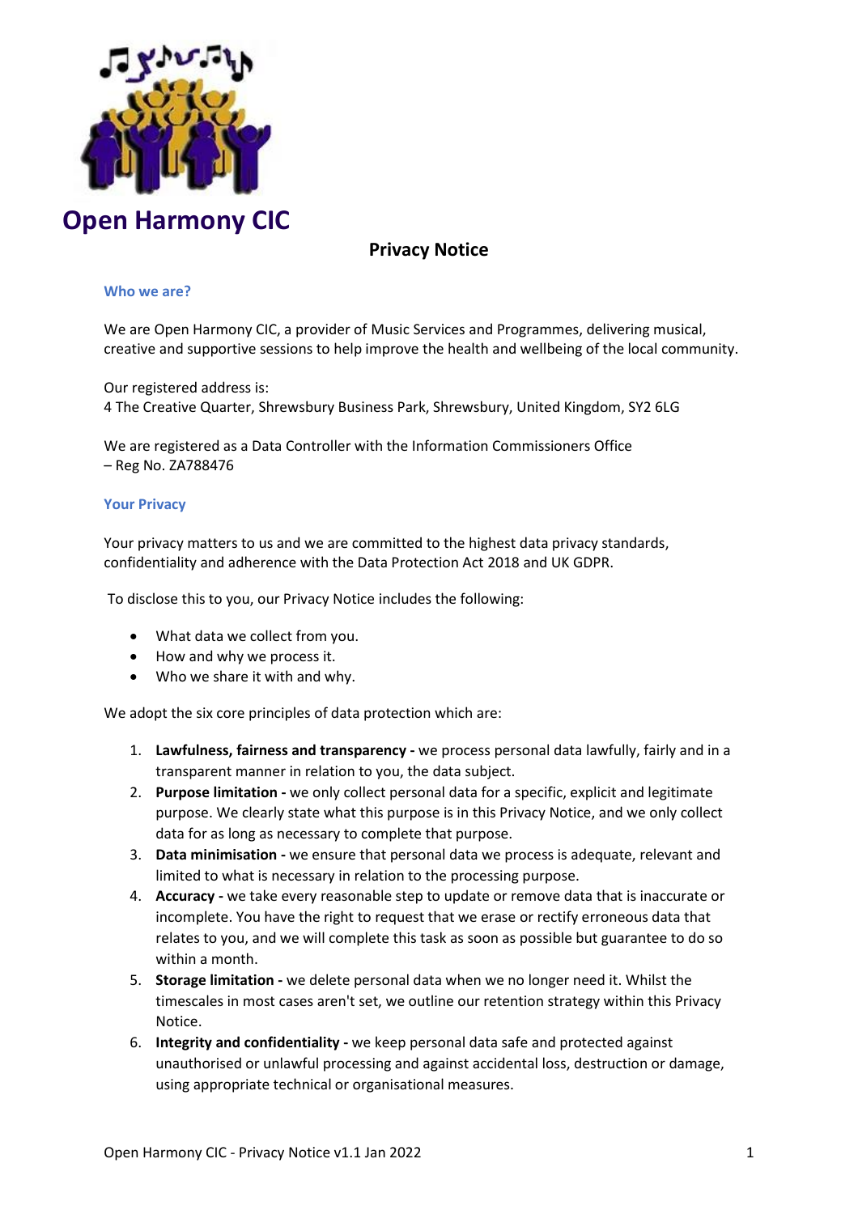# Open Harmony CIC

## Privacy Notice

### Who we are?

We are Open Harmony CIC, a provider of Music Services and Programmes, delivering musical, creative and supportive sessions to help improve the health and wellbeing of the local community.

Our registered address is:
4 The Creative Quarter, Shrewsbury Business Park, Shrewsbury, United Kingdom, SY2 6LG

We are registered as a Data Controller with the Information Commissioners Office – Reg No. ZA788476

### Your Privacy

Your privacy matters to us and we are committed to the highest data privacy standards, confidentiality and adherence with the Data Protection Act 2018 and UK GDPR.

To disclose this to you, our Privacy Notice includes the following:

- What data we collect from you.
- How and why we process it.
- Who we share it with and why.

We adopt the six core principles of data protection which are:

1. **Lawfulness, fairness and transparency -** we process personal data lawfully, fairly and in a transparent manner in relation to you, the data subject.
2. **Purpose limitation -** we only collect personal data for a specific, explicit and legitimate purpose. We clearly state what this purpose is in this Privacy Notice, and we only collect data for as long as necessary to complete that purpose.
3. **Data minimisation -** we ensure that personal data we process is adequate, relevant and limited to what is necessary in relation to the processing purpose.
4. **Accuracy -** we take every reasonable step to update or remove data that is inaccurate or incomplete. You have the right to request that we erase or rectify erroneous data that relates to you, and we will complete this task as soon as possible but guarantee to do so within a month.
5. **Storage limitation -** we delete personal data when we no longer need it. Whilst the timescales in most cases aren't set, we outline our retention strategy within this Privacy Notice.
6. **Integrity and confidentiality -** we keep personal data safe and protected against unauthorised or unlawful processing and against accidental loss, destruction or damage, using appropriate technical or organisational measures.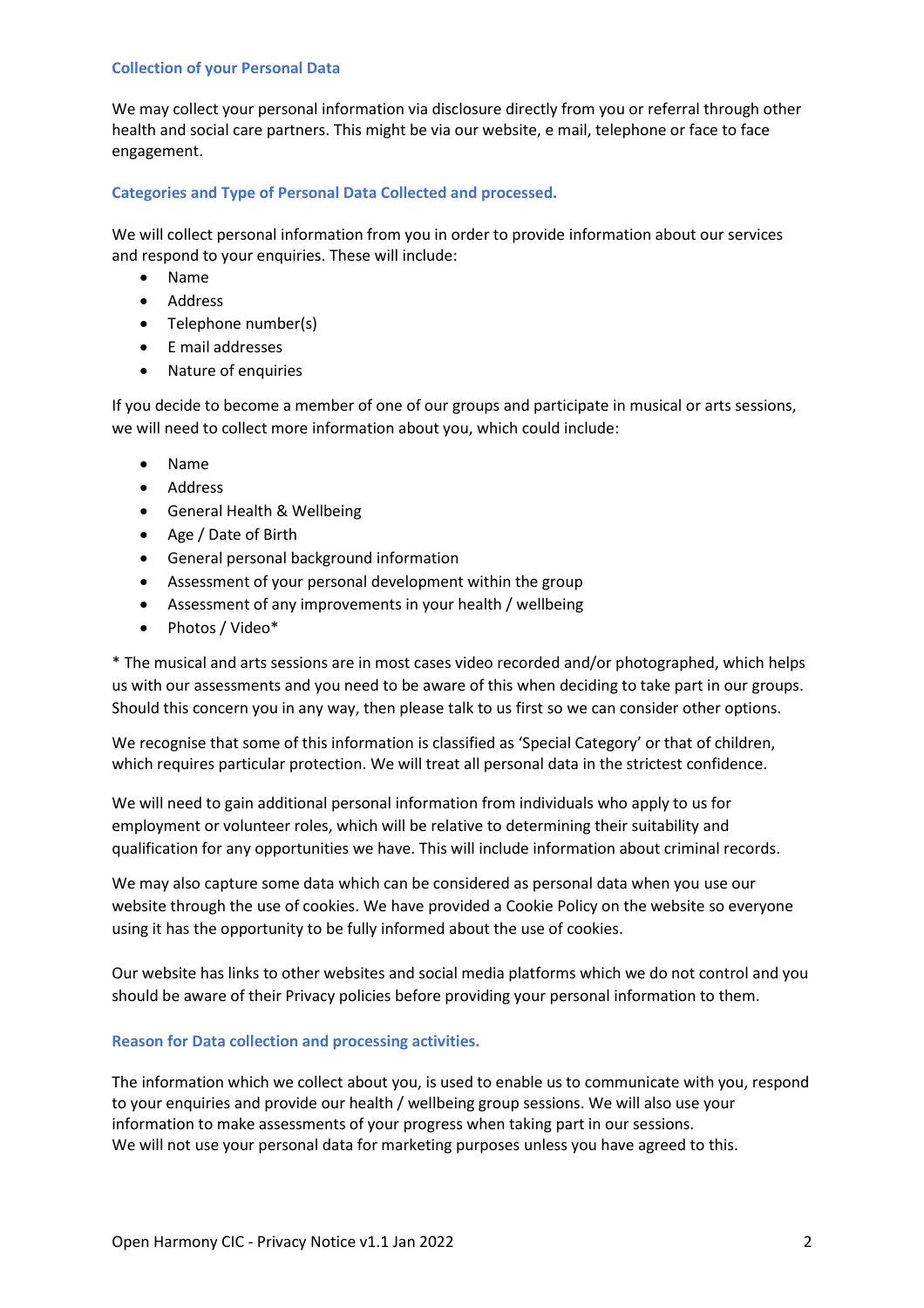### Collection of your Personal Data

We may collect your personal information via disclosure directly from you or referral through other health and social care partners. This might be via our website, e mail, telephone or face to face engagement.

### Categories and Type of Personal Data Collected and processed.

We will collect personal information from you in order to provide information about our services and respond to your enquiries. These will include:

- Name
- Address
- Telephone number(s)
- E mail addresses
- Nature of enquiries

If you decide to become a member of one of our groups and participate in musical or arts sessions, we will need to collect more information about you, which could include:

- Name
- Address
- General Health & Wellbeing
- Age / Date of Birth
- General personal background information
- Assessment of your personal development within the group
- Assessment of any improvements in your health / wellbeing
- Photos / Video*

* The musical and arts sessions are in most cases video recorded and/or photographed, which helps us with our assessments and you need to be aware of this when deciding to take part in our groups. Should this concern you in any way, then please talk to us first so we can consider other options.

We recognise that some of this information is classified as 'Special Category' or that of children, which requires particular protection. We will treat all personal data in the strictest confidence.

We will need to gain additional personal information from individuals who apply to us for employment or volunteer roles, which will be relative to determining their suitability and qualification for any opportunities we have. This will include information about criminal records.

We may also capture some data which can be considered as personal data when you use our website through the use of cookies. We have provided a Cookie Policy on the website so everyone using it has the opportunity to be fully informed about the use of cookies.

Our website has links to other websites and social media platforms which we do not control and you should be aware of their Privacy policies before providing your personal information to them.

### Reason for Data collection and processing activities.

The information which we collect about you, is used to enable us to communicate with you, respond to your enquiries and provide our health / wellbeing group sessions. We will also use your information to make assessments of your progress when taking part in our sessions.
We will not use your personal data for marketing purposes unless you have agreed to this.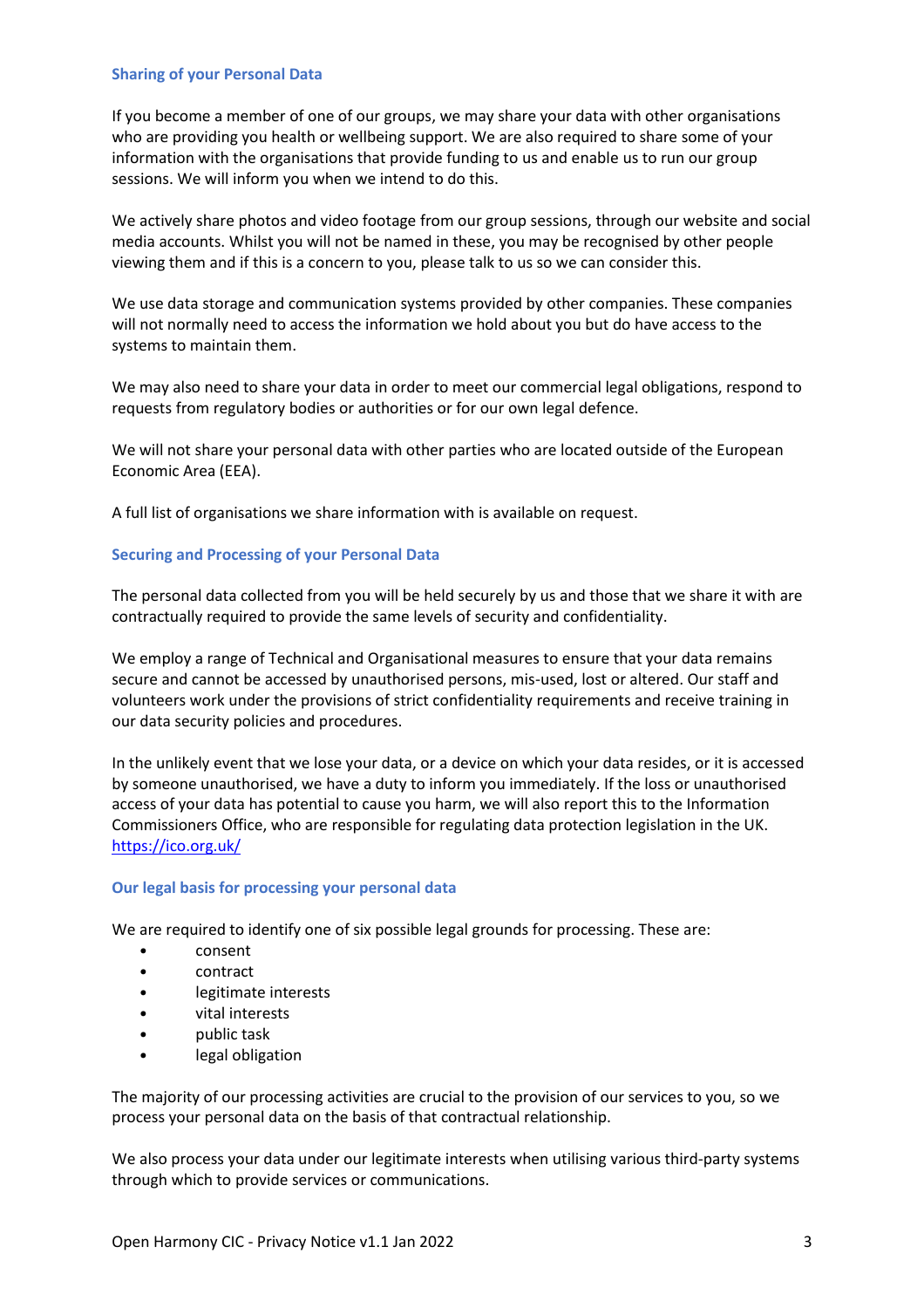### Sharing of your Personal Data

If you become a member of one of our groups, we may share your data with other organisations who are providing you health or wellbeing support. We are also required to share some of your information with the organisations that provide funding to us and enable us to run our group sessions. We will inform you when we intend to do this.

We actively share photos and video footage from our group sessions, through our website and social media accounts. Whilst you will not be named in these, you may be recognised by other people viewing them and if this is a concern to you, please talk to us so we can consider this.

We use data storage and communication systems provided by other companies. These companies will not normally need to access the information we hold about you but do have access to the systems to maintain them.

We may also need to share your data in order to meet our commercial legal obligations, respond to requests from regulatory bodies or authorities or for our own legal defence.

We will not share your personal data with other parties who are located outside of the European Economic Area (EEA).

A full list of organisations we share information with is available on request.

### Securing and Processing of your Personal Data

The personal data collected from you will be held securely by us and those that we share it with are contractually required to provide the same levels of security and confidentiality.

We employ a range of Technical and Organisational measures to ensure that your data remains secure and cannot be accessed by unauthorised persons, mis-used, lost or altered. Our staff and volunteers work under the provisions of strict confidentiality requirements and receive training in our data security policies and procedures.

In the unlikely event that we lose your data, or a device on which your data resides, or it is accessed by someone unauthorised, we have a duty to inform you immediately. If the loss or unauthorised access of your data has potential to cause you harm, we will also report this to the Information Commissioners Office, who are responsible for regulating data protection legislation in the UK. [https://ico.org.uk/](https://ico.org.uk/)

### Our legal basis for processing your personal data

We are required to identify one of six possible legal grounds for processing. These are:

- consent
- contract
- legitimate interests
- vital interests
- public task
- legal obligation

The majority of our processing activities are crucial to the provision of our services to you, so we process your personal data on the basis of that contractual relationship.

We also process your data under our legitimate interests when utilising various third-party systems through which to provide services or communications.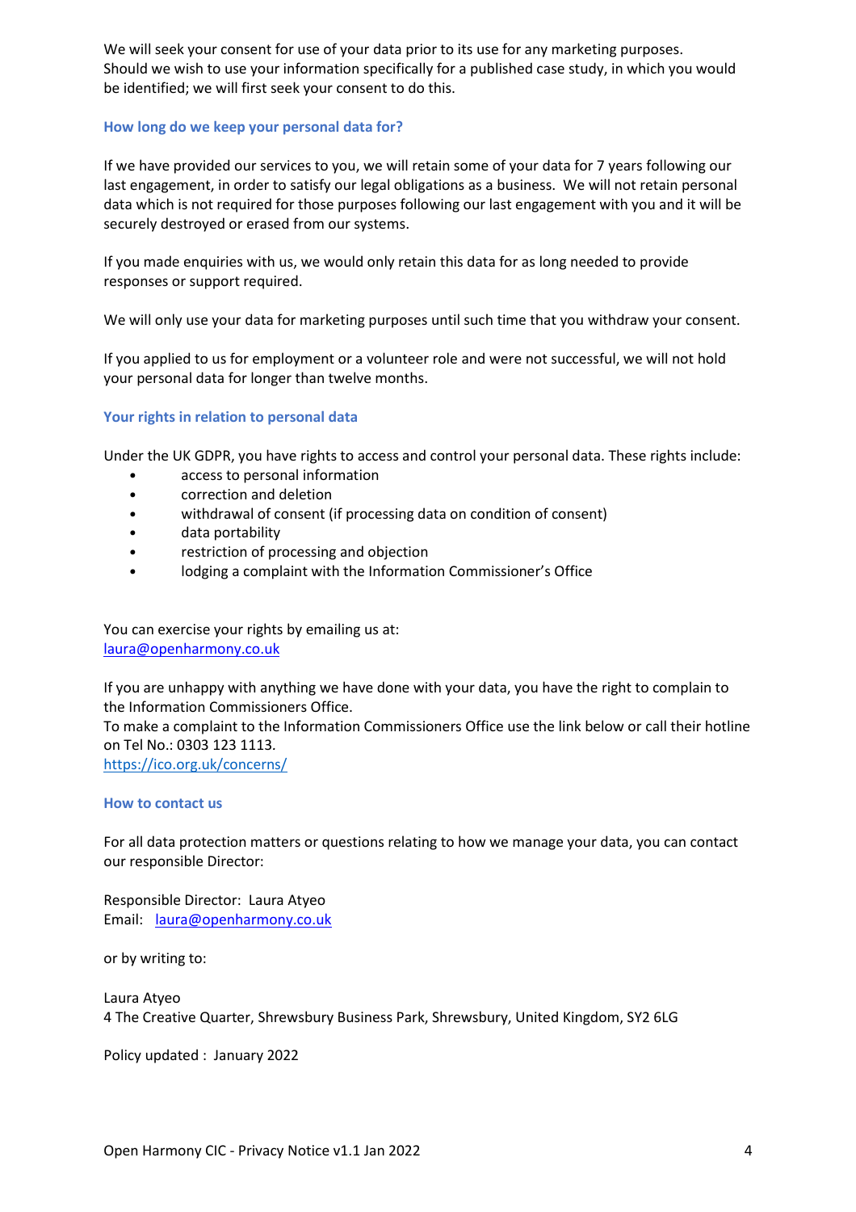We will seek your consent for use of your data prior to its use for any marketing purposes. Should we wish to use your information specifically for a published case study, in which you would be identified; we will first seek your consent to do this.

### How long do we keep your personal data for?

If we have provided our services to you, we will retain some of your data for 7 years following our last engagement, in order to satisfy our legal obligations as a business. We will not retain personal data which is not required for those purposes following our last engagement with you and it will be securely destroyed or erased from our systems.

If you made enquiries with us, we would only retain this data for as long needed to provide responses or support required.

We will only use your data for marketing purposes until such time that you withdraw your consent.

If you applied to us for employment or a volunteer role and were not successful, we will not hold your personal data for longer than twelve months.

### Your rights in relation to personal data

Under the UK GDPR, you have rights to access and control your personal data. These rights include:

- access to personal information
- correction and deletion
- withdrawal of consent (if processing data on condition of consent)
- data portability
- restriction of processing and objection
- lodging a complaint with the Information Commissioner's Office

You can exercise your rights by emailing us at:
laura@openharmony.co.uk

If you are unhappy with anything we have done with your data, you have the right to complain to the Information Commissioners Office.
To make a complaint to the Information Commissioners Office use the link below or call their hotline on Tel No.: 0303 123 1113.
https://ico.org.uk/concerns/

### How to contact us

For all data protection matters or questions relating to how we manage your data, you can contact our responsible Director:

Responsible Director: Laura Atyeo
Email: laura@openharmony.co.uk

or by writing to:

Laura Atyeo
4 The Creative Quarter, Shrewsbury Business Park, Shrewsbury, United Kingdom, SY2 6LG

Policy updated : January 2022